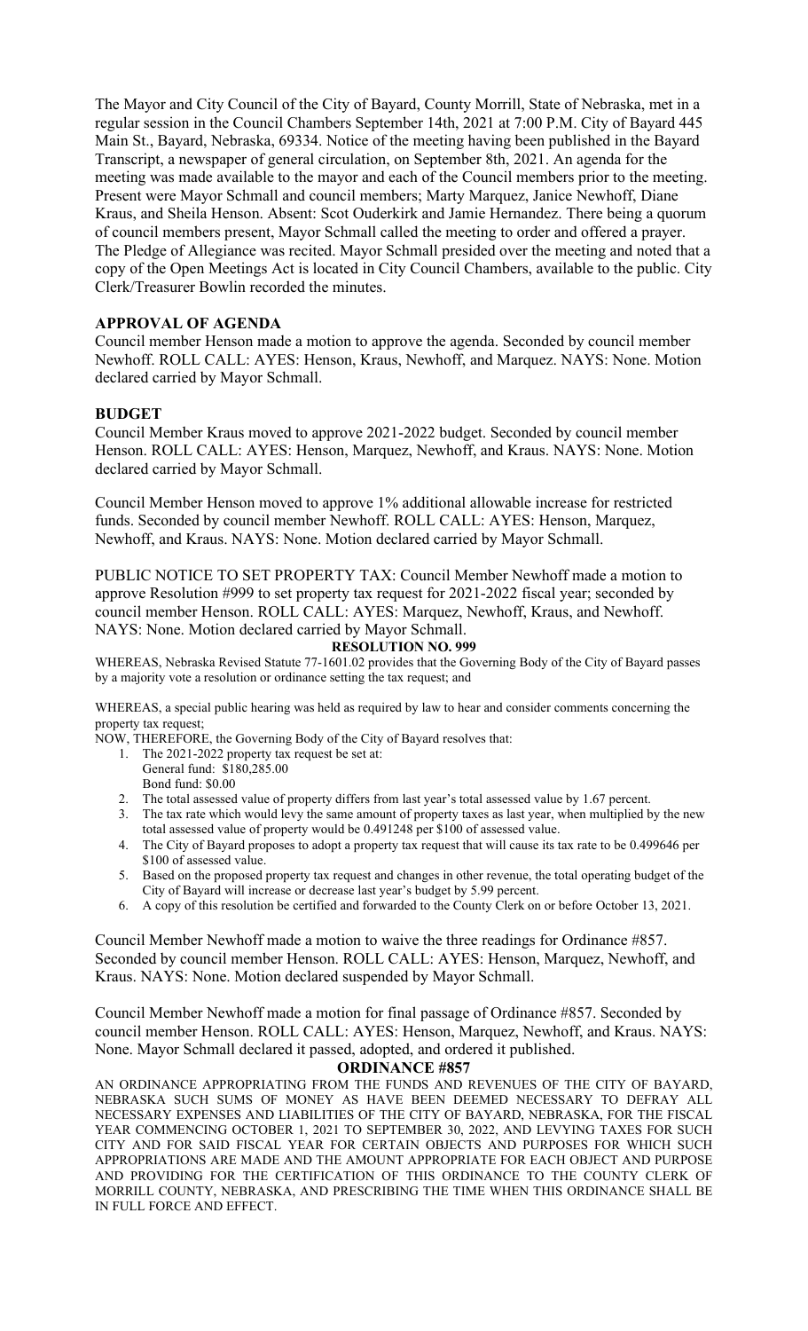The Mayor and City Council of the City of Bayard, County Morrill, State of Nebraska, met in a regular session in the Council Chambers September 14th, 2021 at 7:00 P.M. City of Bayard 445 Main St., Bayard, Nebraska, 69334. Notice of the meeting having been published in the Bayard Transcript, a newspaper of general circulation, on September 8th, 2021. An agenda for the meeting was made available to the mayor and each of the Council members prior to the meeting. Present were Mayor Schmall and council members; Marty Marquez, Janice Newhoff, Diane Kraus, and Sheila Henson. Absent: Scot Ouderkirk and Jamie Hernandez. There being a quorum of council members present, Mayor Schmall called the meeting to order and offered a prayer. The Pledge of Allegiance was recited. Mayor Schmall presided over the meeting and noted that a copy of the Open Meetings Act is located in City Council Chambers, available to the public. City Clerk/Treasurer Bowlin recorded the minutes.

**APPROVAL OF AGENDA**

Council member Henson made a motion to approve the agenda. Seconded by council member Newhoff. ROLL CALL: AYES: Henson, Kraus, Newhoff, and Marquez. NAYS: None. Motion declared carried by Mayor Schmall.

**BUDGET**

Council Member Kraus moved to approve 2021-2022 budget. Seconded by council member Henson. ROLL CALL: AYES: Henson, Marquez, Newhoff, and Kraus. NAYS: None. Motion declared carried by Mayor Schmall.

Council Member Henson moved to approve 1% additional allowable increase for restricted funds. Seconded by council member Newhoff. ROLL CALL: AYES: Henson, Marquez, Newhoff, and Kraus. NAYS: None. Motion declared carried by Mayor Schmall.

PUBLIC NOTICE TO SET PROPERTY TAX: Council Member Newhoff made a motion to approve Resolution #999 to set property tax request for 2021-2022 fiscal year; seconded by council member Henson. ROLL CALL: AYES: Marquez, Newhoff, Kraus, and Newhoff. NAYS: None. Motion declared carried by Mayor Schmall.

**RESOLUTION NO. 999**

WHEREAS, Nebraska Revised Statute 77-1601.02 provides that the Governing Body of the City of Bayard passes by a majority vote a resolution or ordinance setting the tax request; and

WHEREAS, a special public hearing was held as required by law to hear and consider comments concerning the property tax request;

NOW, THEREFORE, the Governing Body of the City of Bayard resolves that:

1. The 2021-2022 property tax request be set at:
   General fund: $180,285.00
   Bond fund: $0.00
2. The total assessed value of property differs from last year's total assessed value by 1.67 percent.
3. The tax rate which would levy the same amount of property taxes as last year, when multiplied by the new total assessed value of property would be 0.491248 per $100 of assessed value.
4. The City of Bayard proposes to adopt a property tax request that will cause its tax rate to be 0.499646 per $100 of assessed value.
5. Based on the proposed property tax request and changes in other revenue, the total operating budget of the City of Bayard will increase or decrease last year's budget by 5.99 percent.
6. A copy of this resolution be certified and forwarded to the County Clerk on or before October 13, 2021.

Council Member Newhoff made a motion to waive the three readings for Ordinance #857. Seconded by council member Henson. ROLL CALL: AYES: Henson, Marquez, Newhoff, and Kraus. NAYS: None. Motion declared suspended by Mayor Schmall.

Council Member Newhoff made a motion for final passage of Ordinance #857. Seconded by council member Henson. ROLL CALL: AYES: Henson, Marquez, Newhoff, and Kraus. NAYS: None. Mayor Schmall declared it passed, adopted, and ordered it published.

**ORDINANCE #857**

AN ORDINANCE APPROPRIATING FROM THE FUNDS AND REVENUES OF THE CITY OF BAYARD, NEBRASKA SUCH SUMS OF MONEY AS HAVE BEEN DEEMED NECESSARY TO DEFRAY ALL NECESSARY EXPENSES AND LIABILITIES OF THE CITY OF BAYARD, NEBRASKA, FOR THE FISCAL YEAR COMMENCING OCTOBER 1, 2021 TO SEPTEMBER 30, 2022, AND LEVYING TAXES FOR SUCH CITY AND FOR SAID FISCAL YEAR FOR CERTAIN OBJECTS AND PURPOSES FOR WHICH SUCH APPROPRIATIONS ARE MADE AND THE AMOUNT APPROPRIATE FOR EACH OBJECT AND PURPOSE AND PROVIDING FOR THE CERTIFICATION OF THIS ORDINANCE TO THE COUNTY CLERK OF MORRILL COUNTY, NEBRASKA, AND PRESCRIBING THE TIME WHEN THIS ORDINANCE SHALL BE IN FULL FORCE AND EFFECT.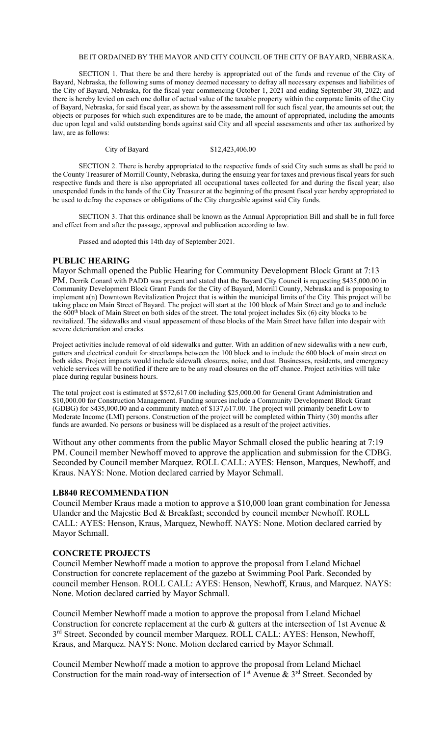BE IT ORDAINED BY THE MAYOR AND CITY COUNCIL OF THE CITY OF BAYARD, NEBRASKA.

SECTION 1. That there be and there hereby is appropriated out of the funds and revenue of the City of Bayard, Nebraska, the following sums of money deemed necessary to defray all necessary expenses and liabilities of the City of Bayard, Nebraska, for the fiscal year commencing October 1, 2021 and ending September 30, 2022; and there is hereby levied on each one dollar of actual value of the taxable property within the corporate limits of the City of Bayard, Nebraska, for said fiscal year, as shown by the assessment roll for such fiscal year, the amounts set out; the objects or purposes for which such expenditures are to be made, the amount of appropriated, including the amounts due upon legal and valid outstanding bonds against said City and all special assessments and other tax authorized by law, are as follows:

City of Bayard $12,423,406.00

SECTION 2. There is hereby appropriated to the respective funds of said City such sums as shall be paid to the County Treasurer of Morrill County, Nebraska, during the ensuing year for taxes and previous fiscal years for such respective funds and there is also appropriated all occupational taxes collected for and during the fiscal year; also unexpended funds in the hands of the City Treasurer at the beginning of the present fiscal year hereby appropriated to be used to defray the expenses or obligations of the City chargeable against said City funds.

SECTION 3. That this ordinance shall be known as the Annual Appropriation Bill and shall be in full force and effect from and after the passage, approval and publication according to law.

Passed and adopted this 14th day of September 2021.

## PUBLIC HEARING

Mayor Schmall opened the Public Hearing for Community Development Block Grant at 7:13 PM. Derrik Conard with PADD was present and stated that the Bayard City Council is requesting $435,000.00 in Community Development Block Grant Funds for the City of Bayard, Morrill County, Nebraska and is proposing to implement a(n) Downtown Revitalization Project that is within the municipal limits of the City. This project will be taking place on Main Street of Bayard. The project will start at the 100 block of Main Street and go to and include the 600th block of Main Street on both sides of the street. The total project includes Six (6) city blocks to be revitalized. The sidewalks and visual appeasement of these blocks of the Main Street have fallen into despair with severe deterioration and cracks.

Project activities include removal of old sidewalks and gutter. With an addition of new sidewalks with a new curb, gutters and electrical conduit for streetlamps between the 100 block and to include the 600 block of main street on both sides. Project impacts would include sidewalk closures, noise, and dust. Businesses, residents, and emergency vehicle services will be notified if there are to be any road closures on the off chance. Project activities will take place during regular business hours.

The total project cost is estimated at $572,617.00 including $25,000.00 for General Grant Administration and $10,000.00 for Construction Management. Funding sources include a Community Development Block Grant (GDBG) for $435,000.00 and a community match of $137,617.00. The project will primarily benefit Low to Moderate Income (LMI) persons. Construction of the project will be completed within Thirty (30) months after funds are awarded. No persons or business will be displaced as a result of the project activities.

Without any other comments from the public Mayor Schmall closed the public hearing at 7:19 PM. Council member Newhoff moved to approve the application and submission for the CDBG. Seconded by Council member Marquez. ROLL CALL: AYES: Henson, Marques, Newhoff, and Kraus. NAYS: None. Motion declared carried by Mayor Schmall.

## LB840 RECOMMENDATION

Council Member Kraus made a motion to approve a $10,000 loan grant combination for Jenessa Ulander and the Majestic Bed & Breakfast; seconded by council member Newhoff. ROLL CALL: AYES: Henson, Kraus, Marquez, Newhoff. NAYS: None. Motion declared carried by Mayor Schmall.

## CONCRETE PROJECTS

Council Member Newhoff made a motion to approve the proposal from Leland Michael Construction for concrete replacement of the gazebo at Swimming Pool Park. Seconded by council member Henson. ROLL CALL: AYES: Henson, Newhoff, Kraus, and Marquez. NAYS: None. Motion declared carried by Mayor Schmall.

Council Member Newhoff made a motion to approve the proposal from Leland Michael Construction for concrete replacement at the curb & gutters at the intersection of 1st Avenue & 3rd Street. Seconded by council member Marquez. ROLL CALL: AYES: Henson, Newhoff, Kraus, and Marquez. NAYS: None. Motion declared carried by Mayor Schmall.

Council Member Newhoff made a motion to approve the proposal from Leland Michael Construction for the main road-way of intersection of 1st Avenue & 3rd Street. Seconded by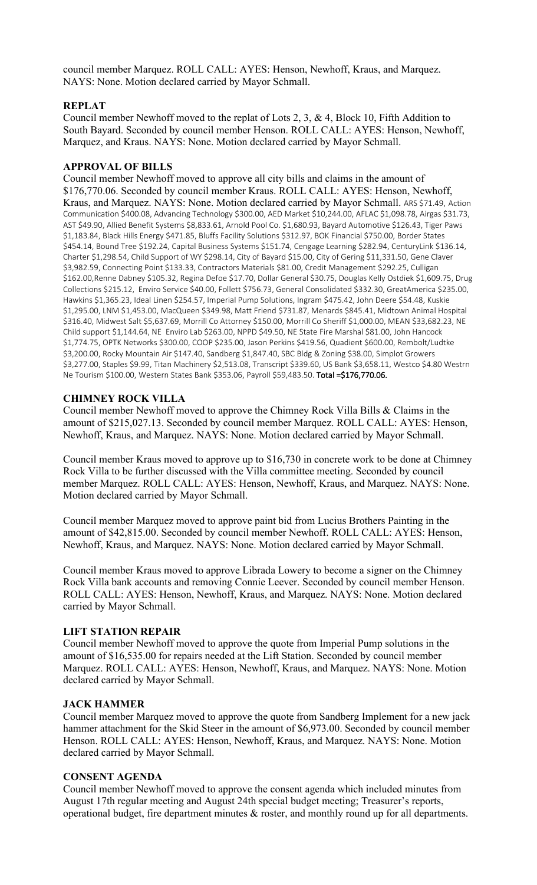council member Marquez. ROLL CALL: AYES: Henson, Newhoff, Kraus, and Marquez. NAYS: None. Motion declared carried by Mayor Schmall.

**REPLAT**

Council member Newhoff moved to the replat of Lots 2, 3, & 4, Block 10, Fifth Addition to South Bayard. Seconded by council member Henson. ROLL CALL: AYES: Henson, Newhoff, Marquez, and Kraus. NAYS: None. Motion declared carried by Mayor Schmall.

**APPROVAL OF BILLS**

Council member Newhoff moved to approve all city bills and claims in the amount of $176,770.06. Seconded by council member Kraus. ROLL CALL: AYES: Henson, Newhoff, Kraus, and Marquez. NAYS: None. Motion declared carried by Mayor Schmall. ARS $71.49, Action Communication $400.08, Advancing Technology $300.00, AED Market $10,244.00, AFLAC $1,098.78, Airgas $31.73, AST $49.90, Allied Benefit Systems $8,833.61, Arnold Pool Co. $1,680.93, Bayard Automotive $126.43, Tiger Paws $1,183.84, Black Hills Energy $471.85, Bluffs Facility Solutions $312.97, BOK Financial $750.00, Border States $454.14, Bound Tree $192.24, Capital Business Systems $151.74, Cengage Learning $282.94, CenturyLink $136.14, Charter $1,298.54, Child Support of WY $298.14, City of Bayard $15.00, City of Gering $11,331.50, Gene Claver $3,982.59, Connecting Point $133.33, Contractors Materials $81.00, Credit Management $292.25, Culligan $162.00,Renne Dabney $105.32, Regina Defoe $17.70, Dollar General $30.75, Douglas Kelly Ostdiek $1,609.75, Drug Collections $215.12, Enviro Service $40.00, Follett $756.73, General Consolidated $332.30, GreatAmerica $235.00, Hawkins $1,365.23, Ideal Linen $254.57, Imperial Pump Solutions, Ingram $475.42, John Deere $54.48, Kuskie $1,295.00, LNM $1,453.00, MacQueen $349.98, Matt Friend $731.87, Menards $845.41, Midtown Animal Hospital $316.40, Midwest Salt $5,637.69, Morrill Co Attorney $150.00, Morrill Co Sheriff $1,000.00, MEAN $33,682.23, NE Child support $1,144.64, NE Enviro Lab $263.00, NPPD $49.50, NE State Fire Marshal $81.00, John Hancock $1,774.75, OPTK Networks $300.00, COOP $235.00, Jason Perkins $419.56, Quadient $600.00, Rembolt/Ludtke $3,200.00, Rocky Mountain Air $147.40, Sandberg $1,847.40, SBC Bldg & Zoning $38.00, Simplot Growers $3,277.00, Staples $9.99, Titan Machinery $2,513.08, Transcript $339.60, US Bank $3,658.11, Westco $4.80 Westrn Ne Tourism $100.00, Western States Bank $353.06, Payroll $59,483.50. **Total =$176,770.06.**

**CHIMNEY ROCK VILLA**

Council member Newhoff moved to approve the Chimney Rock Villa Bills & Claims in the amount of $215,027.13. Seconded by council member Marquez. ROLL CALL: AYES: Henson, Newhoff, Kraus, and Marquez. NAYS: None. Motion declared carried by Mayor Schmall.

Council member Kraus moved to approve up to $16,730 in concrete work to be done at Chimney Rock Villa to be further discussed with the Villa committee meeting. Seconded by council member Marquez. ROLL CALL: AYES: Henson, Newhoff, Kraus, and Marquez. NAYS: None. Motion declared carried by Mayor Schmall.

Council member Marquez moved to approve paint bid from Lucius Brothers Painting in the amount of $42,815.00. Seconded by council member Newhoff. ROLL CALL: AYES: Henson, Newhoff, Kraus, and Marquez. NAYS: None. Motion declared carried by Mayor Schmall.

Council member Kraus moved to approve Librada Lowery to become a signer on the Chimney Rock Villa bank accounts and removing Connie Leever. Seconded by council member Henson. ROLL CALL: AYES: Henson, Newhoff, Kraus, and Marquez. NAYS: None. Motion declared carried by Mayor Schmall.

**LIFT STATION REPAIR**

Council member Newhoff moved to approve the quote from Imperial Pump solutions in the amount of $16,535.00 for repairs needed at the Lift Station. Seconded by council member Marquez. ROLL CALL: AYES: Henson, Newhoff, Kraus, and Marquez. NAYS: None. Motion declared carried by Mayor Schmall.

**JACK HAMMER**

Council member Marquez moved to approve the quote from Sandberg Implement for a new jack hammer attachment for the Skid Steer in the amount of $6,973.00. Seconded by council member Henson. ROLL CALL: AYES: Henson, Newhoff, Kraus, and Marquez. NAYS: None. Motion declared carried by Mayor Schmall.

**CONSENT AGENDA**

Council member Newhoff moved to approve the consent agenda which included minutes from August 17th regular meeting and August 24th special budget meeting; Treasurer's reports, operational budget, fire department minutes & roster, and monthly round up for all departments.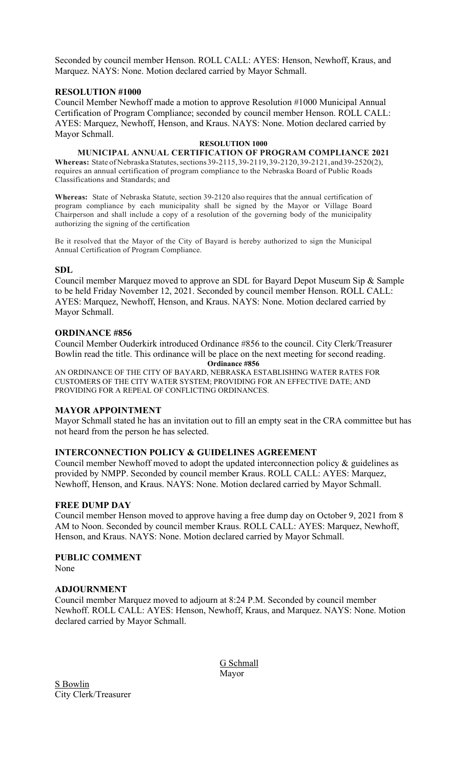Seconded by council member Henson. ROLL CALL: AYES: Henson, Newhoff, Kraus, and Marquez. NAYS: None. Motion declared carried by Mayor Schmall.

**RESOLUTION #1000**

Council Member Newhoff made a motion to approve Resolution #1000 Municipal Annual Certification of Program Compliance; seconded by council member Henson. ROLL CALL: AYES: Marquez, Newhoff, Henson, and Kraus. NAYS: None. Motion declared carried by Mayor Schmall.

**RESOLUTION 1000**

**MUNICIPAL ANNUAL CERTIFICATION OF PROGRAM COMPLIANCE 2021**

**Whereas:** State of Nebraska Statutes, sections 39-2115, 39-2119, 39-2120, 39-2121, and 39-2520(2), requires an annual certification of program compliance to the Nebraska Board of Public Roads Classifications and Standards; and

**Whereas:** State of Nebraska Statute, section 39-2120 also requires that the annual certification of program compliance by each municipality shall be signed by the Mayor or Village Board Chairperson and shall include a copy of a resolution of the governing body of the municipality authorizing the signing of the certification

Be it resolved that the Mayor of the City of Bayard is hereby authorized to sign the Municipal Annual Certification of Program Compliance.

**SDL**

Council member Marquez moved to approve an SDL for Bayard Depot Museum Sip & Sample to be held Friday November 12, 2021. Seconded by council member Henson. ROLL CALL: AYES: Marquez, Newhoff, Henson, and Kraus. NAYS: None. Motion declared carried by Mayor Schmall.

**ORDINANCE #856**

Council Member Ouderkirk introduced Ordinance #856 to the council. City Clerk/Treasurer Bowlin read the title. This ordinance will be place on the next meeting for second reading.

**Ordinance #856**

AN ORDINANCE OF THE CITY OF BAYARD, NEBRASKA ESTABLISHING WATER RATES FOR CUSTOMERS OF THE CITY WATER SYSTEM; PROVIDING FOR AN EFFECTIVE DATE; AND PROVIDING FOR A REPEAL OF CONFLICTING ORDINANCES.

**MAYOR APPOINTMENT**

Mayor Schmall stated he has an invitation out to fill an empty seat in the CRA committee but has not heard from the person he has selected.

**INTERCONNECTION POLICY & GUIDELINES AGREEMENT**

Council member Newhoff moved to adopt the updated interconnection policy & guidelines as provided by NMPP. Seconded by council member Kraus. ROLL CALL: AYES: Marquez, Newhoff, Henson, and Kraus. NAYS: None. Motion declared carried by Mayor Schmall.

**FREE DUMP DAY**

Council member Henson moved to approve having a free dump day on October 9, 2021 from 8 AM to Noon. Seconded by council member Kraus. ROLL CALL: AYES: Marquez, Newhoff, Henson, and Kraus. NAYS: None. Motion declared carried by Mayor Schmall.

**PUBLIC COMMENT**

None

**ADJOURNMENT**

Council member Marquez moved to adjourn at 8:24 P.M. Seconded by council member Newhoff. ROLL CALL: AYES: Henson, Newhoff, Kraus, and Marquez. NAYS: None. Motion declared carried by Mayor Schmall.

G Schmall
Mayor

S Bowlin
City Clerk/Treasurer